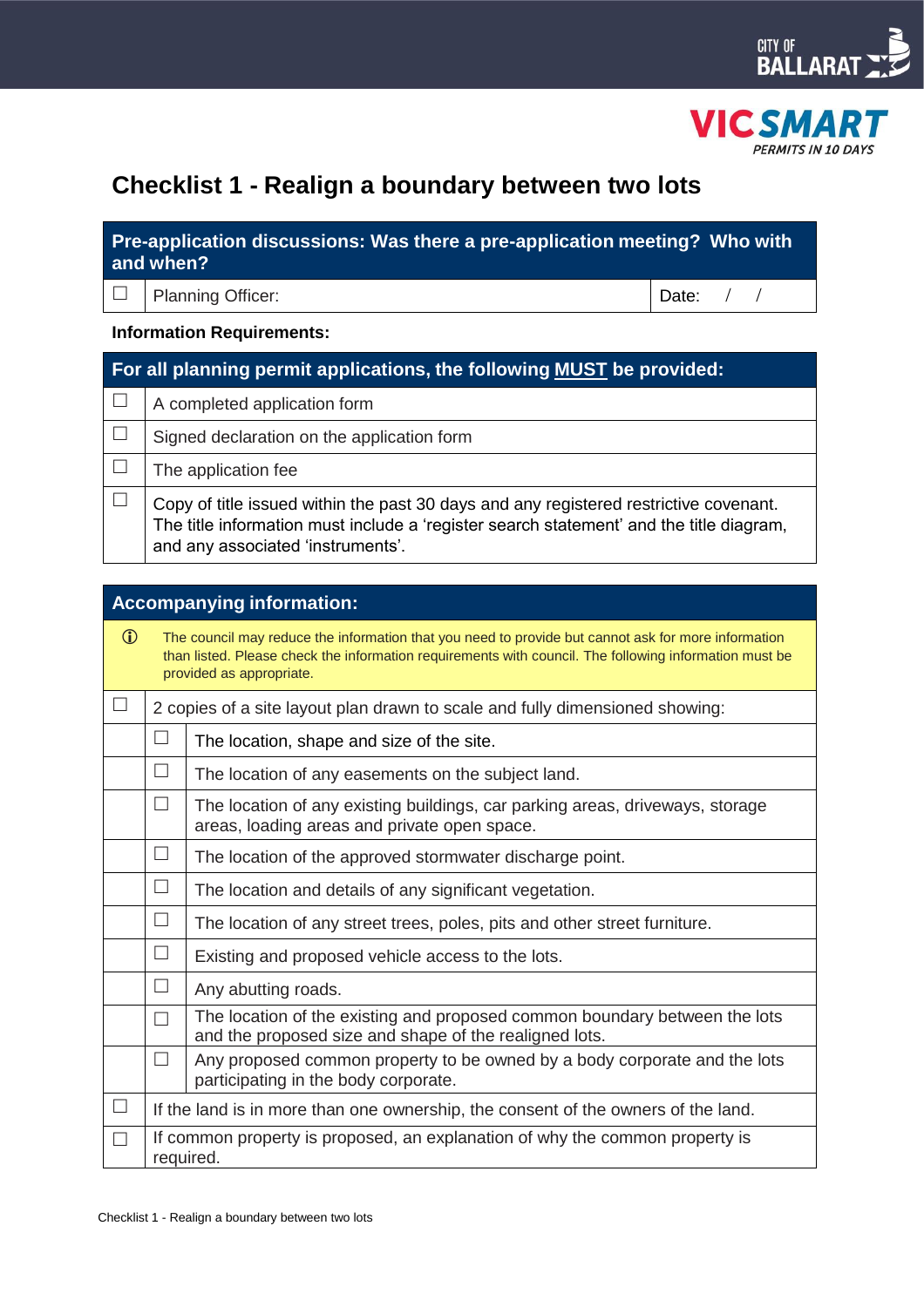# Checklist 1 - Realign a boundary between two lots

| Pre-application discussions: Was there a pre-application meeting? Who with and when? | | |
| --- | --- | --- |
| ☐ | Planning Officer: | Date: / / |

**Information Requirements:**

| For all planning permit applications, the following **MUST** be provided: | |
| --- | --- |
| ☐ | A completed application form |
| ☐ | Signed declaration on the application form |
| ☐ | The application fee |
| ☐ | Copy of title issued within the past 30 days and any registered restrictive covenant. The title information must include a 'register search statement' and the title diagram, and any associated 'instruments'. |

| Accompanying information: | | |
| --- | --- | --- |
| ⓘ | The council may reduce the information that you need to provide but cannot ask for more information than listed. Please check the information requirements with council. The following information must be provided as appropriate. | |
| ☐ | 2 copies of a site layout plan drawn to scale and fully dimensioned showing: | |
| | ☐ | The location, shape and size of the site. |
| | ☐ | The location of any easements on the subject land. |
| | ☐ | The location of any existing buildings, car parking areas, driveways, storage areas, loading areas and private open space. |
| | ☐ | The location of the approved stormwater discharge point. |
| | ☐ | The location and details of any significant vegetation. |
| | ☐ | The location of any street trees, poles, pits and other street furniture. |
| | ☐ | Existing and proposed vehicle access to the lots. |
| | ☐ | Any abutting roads. |
| | ☐ | The location of the existing and proposed common boundary between the lots and the proposed size and shape of the realigned lots. |
| | ☐ | Any proposed common property to be owned by a body corporate and the lots participating in the body corporate. |
| ☐ | If the land is in more than one ownership, the consent of the owners of the land. | |
| ☐ | If common property is proposed, an explanation of why the common property is required. | |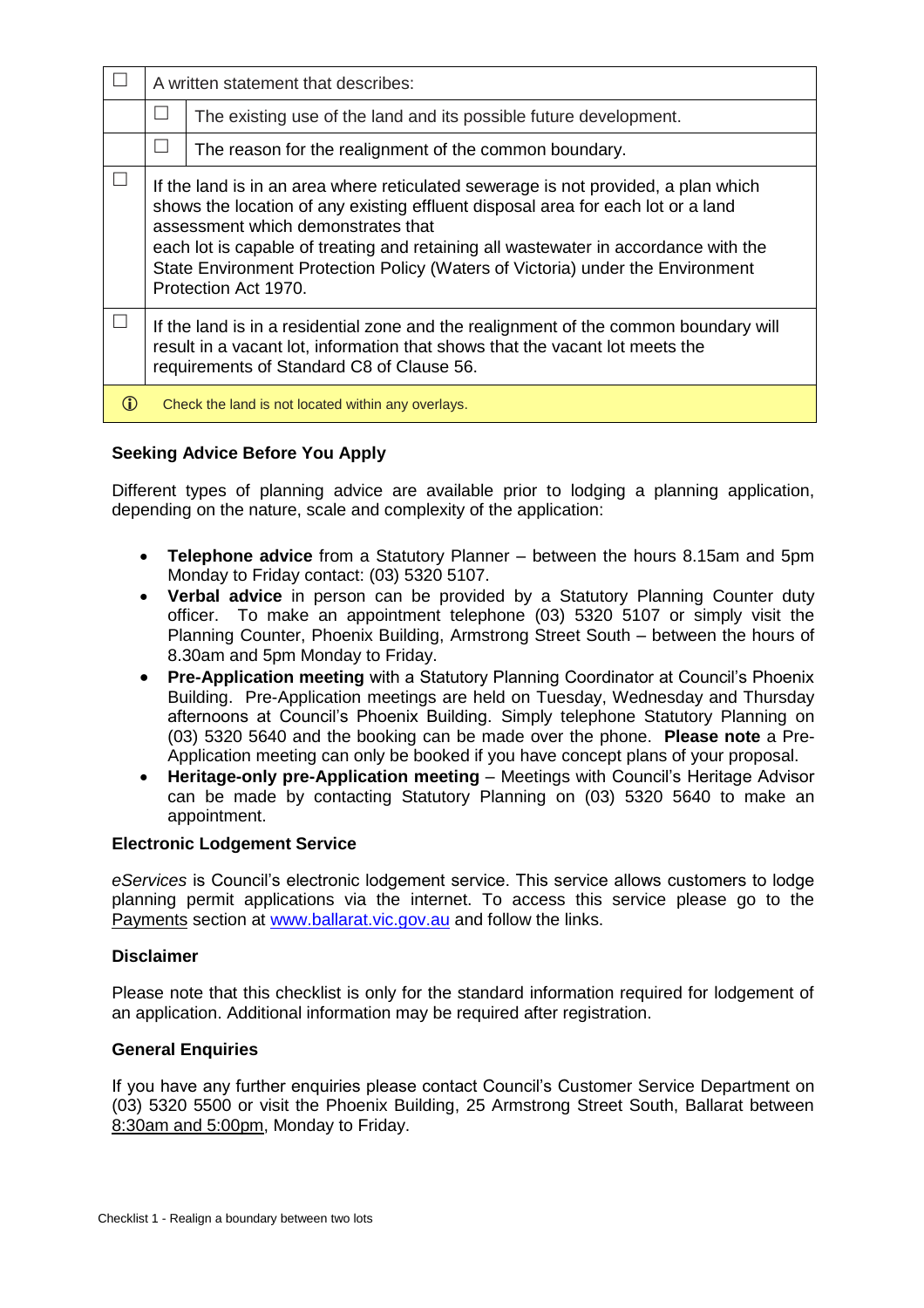| | | |
|---|---|---|
| ☐ | A written statement that describes: | |
| | ☐ | The existing use of the land and its possible future development. |
| | ☐ | The reason for the realignment of the common boundary. |
| ☐ | If the land is in an area where reticulated sewerage is not provided, a plan which shows the location of any existing effluent disposal area for each lot or a land assessment which demonstrates that each lot is capable of treating and retaining all wastewater in accordance with the State Environment Protection Policy (Waters of Victoria) under the Environment Protection Act 1970. | |
| ☐ | If the land is in a residential zone and the realignment of the common boundary will result in a vacant lot, information that shows that the vacant lot meets the requirements of Standard C8 of Clause 56. | |
| ⓘ | Check the land is not located within any overlays. | |

**Seeking Advice Before You Apply**

Different types of planning advice are available prior to lodging a planning application, depending on the nature, scale and complexity of the application:

- **Telephone advice** from a Statutory Planner – between the hours 8.15am and 5pm Monday to Friday contact: (03) 5320 5107.
- **Verbal advice** in person can be provided by a Statutory Planning Counter duty officer. To make an appointment telephone (03) 5320 5107 or simply visit the Planning Counter, Phoenix Building, Armstrong Street South – between the hours of 8.30am and 5pm Monday to Friday.
- **Pre-Application meeting** with a Statutory Planning Coordinator at Council's Phoenix Building. Pre-Application meetings are held on Tuesday, Wednesday and Thursday afternoons at Council's Phoenix Building. Simply telephone Statutory Planning on (03) 5320 5640 and the booking can be made over the phone. **Please note** a Pre-Application meeting can only be booked if you have concept plans of your proposal.
- **Heritage-only pre-Application meeting** – Meetings with Council's Heritage Advisor can be made by contacting Statutory Planning on (03) 5320 5640 to make an appointment.

**Electronic Lodgement Service**

*eServices* is Council's electronic lodgement service. This service allows customers to lodge planning permit applications via the internet. To access this service please go to the Payments section at www.ballarat.vic.gov.au and follow the links.

**Disclaimer**

Please note that this checklist is only for the standard information required for lodgement of an application. Additional information may be required after registration.

**General Enquiries**

If you have any further enquiries please contact Council's Customer Service Department on (03) 5320 5500 or visit the Phoenix Building, 25 Armstrong Street South, Ballarat between 8:30am and 5:00pm, Monday to Friday.